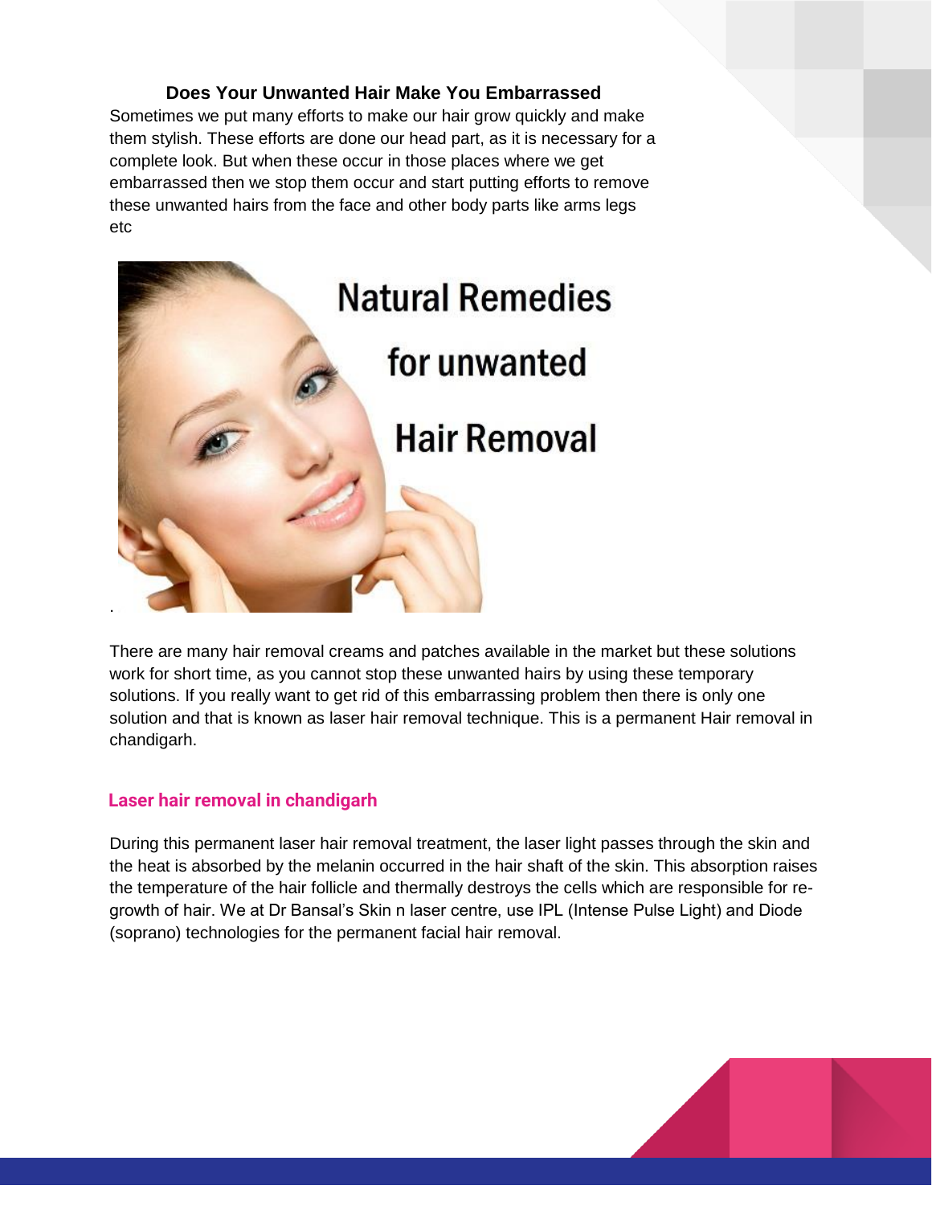## Does Your Unwanted Hair Make You Embarrassed

Sometimes we put many efforts to make our hair grow quickly and make them stylish. These efforts are done our head part, as it is necessary for a complete look. But when these occur in those places where we get embarrassed then we stop them occur and start putting efforts to remove these unwanted hairs from the face and other body parts like arms legs etc

.

There are many hair removal creams and patches available in the market but these solutions work for short time, as you cannot stop these unwanted hairs by using these temporary solutions. If you really want to get rid of this embarrassing problem then there is only one solution and that is known as laser hair removal technique. This is a permanent Hair removal in chandigarh.

### Laser hair removal in chandigarh

During this permanent laser hair removal treatment, the laser light passes through the skin and the heat is absorbed by the melanin occurred in the hair shaft of the skin. This absorption raises the temperature of the hair follicle and thermally destroys the cells which are responsible for re-growth of hair. We at Dr Bansal's Skin n laser centre, use IPL (Intense Pulse Light) and Diode (soprano) technologies for the permanent facial hair removal.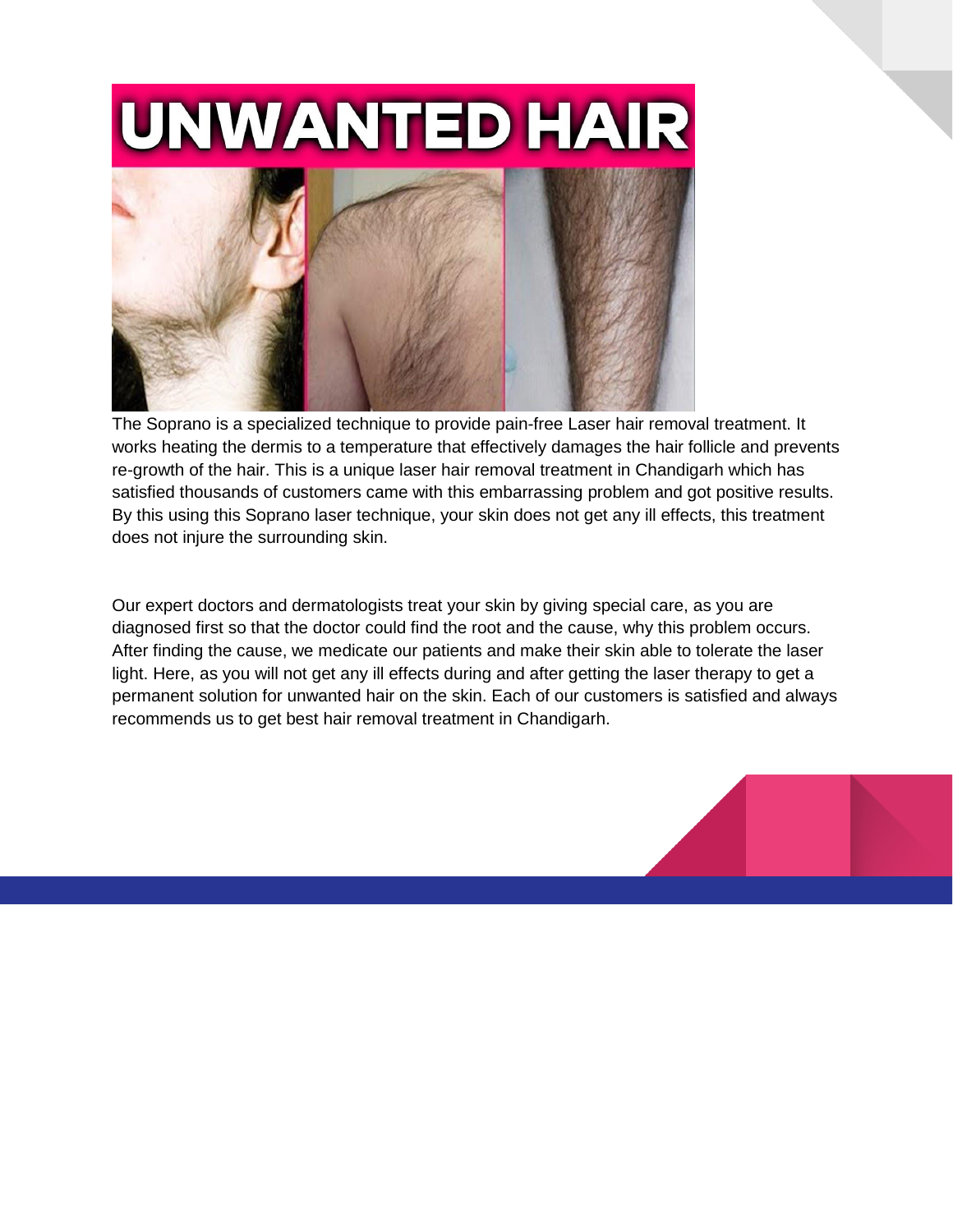# UNWANTED HAIR

The Soprano is a specialized technique to provide pain-free Laser hair removal treatment. It works heating the dermis to a temperature that effectively damages the hair follicle and prevents re-growth of the hair. This is a unique laser hair removal treatment in Chandigarh which has satisfied thousands of customers came with this embarrassing problem and got positive results. By this using this Soprano laser technique, your skin does not get any ill effects, this treatment does not injure the surrounding skin.

Our expert doctors and dermatologists treat your skin by giving special care, as you are diagnosed first so that the doctor could find the root and the cause, why this problem occurs. After finding the cause, we medicate our patients and make their skin able to tolerate the laser light. Here, as you will not get any ill effects during and after getting the laser therapy to get a permanent solution for unwanted hair on the skin. Each of our customers is satisfied and always recommends us to get best hair removal treatment in Chandigarh.